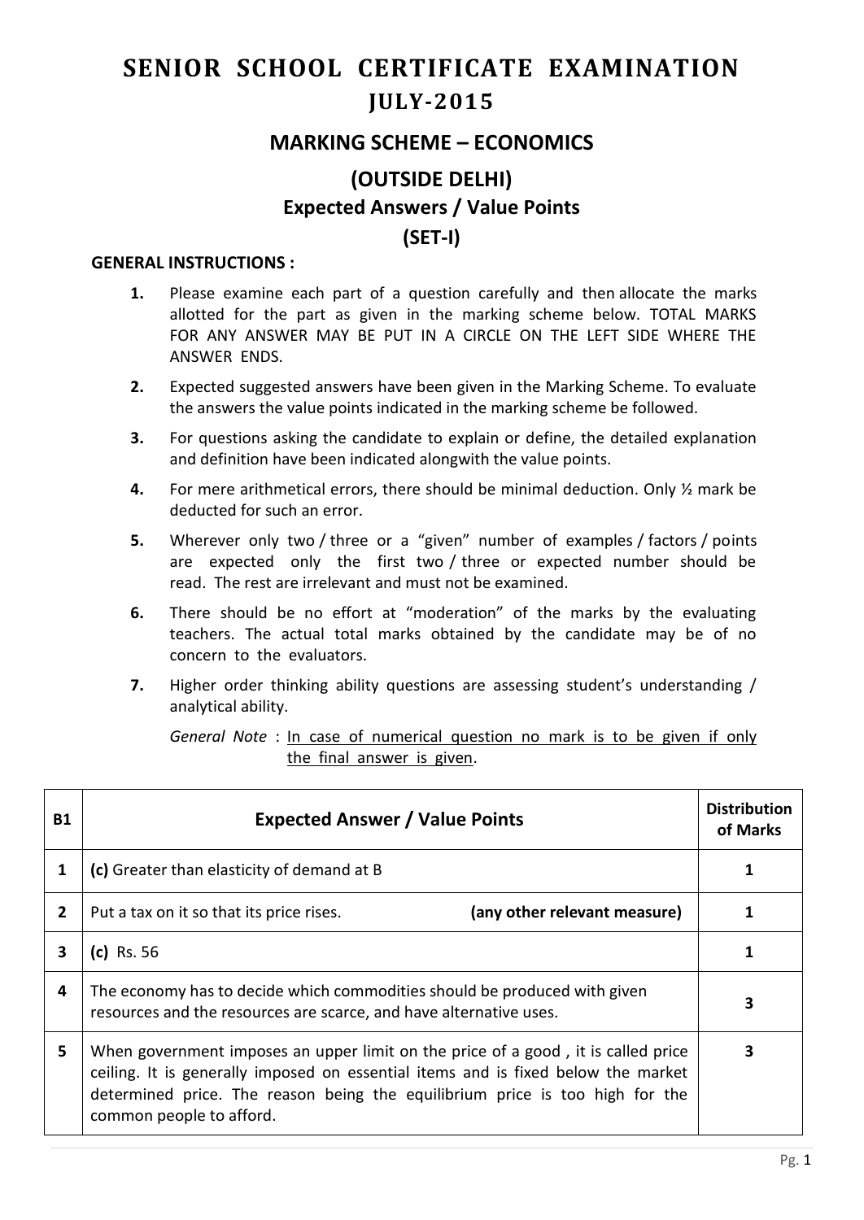# SENIOR SCHOOL CERTIFICATE EXAMINATION
## JULY-2015

## MARKING SCHEME – ECONOMICS

## (OUTSIDE DELHI)

### Expected Answers / Value Points

### (SET-I)

**GENERAL INSTRUCTIONS :**

1. Please examine each part of a question carefully and then allocate the marks allotted for the part as given in the marking scheme below. TOTAL MARKS FOR ANY ANSWER MAY BE PUT IN A CIRCLE ON THE LEFT SIDE WHERE THE ANSWER ENDS.
2. Expected suggested answers have been given in the Marking Scheme. To evaluate the answers the value points indicated in the marking scheme be followed.
3. For questions asking the candidate to explain or define, the detailed explanation and definition have been indicated alongwith the value points.
4. For mere arithmetical errors, there should be minimal deduction. Only ½ mark be deducted for such an error.
5. Wherever only two / three or a "given" number of examples / factors / points are expected only the first two / three or expected number should be read. The rest are irrelevant and must not be examined.
6. There should be no effort at "moderation" of the marks by the evaluating teachers. The actual total marks obtained by the candidate may be of no concern to the evaluators.
7. Higher order thinking ability questions are assessing student's understanding / analytical ability.

*General Note* : <u>In case of numerical question no mark is to be given if only the final answer is given</u>.

| B1 | Expected Answer / Value Points | Distribution of Marks |
|---|---|---|
| 1 | **(c)** Greater than elasticity of demand at B | 1 |
| 2 | Put a tax on it so that its price rises. **(any other relevant measure)** | 1 |
| 3 | **(c)** Rs. 56 | 1 |
| 4 | The economy has to decide which commodities should be produced with given resources and the resources are scarce, and have alternative uses. | 3 |
| 5 | When government imposes an upper limit on the price of a good , it is called price ceiling. It is generally imposed on essential items and is fixed below the market determined price. The reason being the equilibrium price is too high for the common people to afford. | 3 |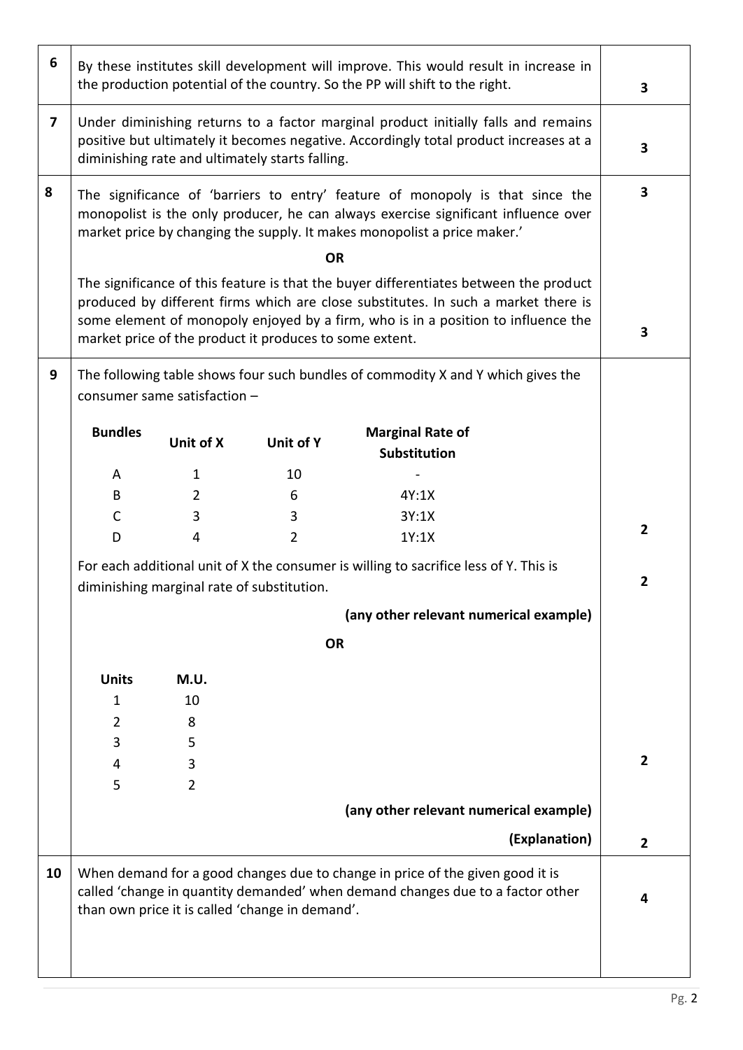| Q. No. | Answer | Marks |
|---|---|---|
| 6 | By these institutes skill development will improve. This would result in increase in the production potential of the country. So the PP will shift to the right. | 3 |
| 7 | Under diminishing returns to a factor marginal product initially falls and remains positive but ultimately it becomes negative. Accordingly total product increases at a diminishing rate and ultimately starts falling. | 3 |
| 8 | The significance of 'barriers to entry' feature of monopoly is that since the monopolist is the only producer, he can always exercise significant influence over market price by changing the supply. It makes monopolist a price maker.' | 3 |
| | **OR** | |
| | The significance of this feature is that the buyer differentiates between the product produced by different firms which are close substitutes. In such a market there is some element of monopoly enjoyed by a firm, who is in a position to influence the market price of the product it produces to some extent. | 3 |
| 9 | The following table shows four such bundles of commodity X and Y which gives the consumer same satisfaction – | |

| Bundles | Unit of X | Unit of Y | Marginal Rate of Substitution |
|---|---|---|---|
| A | 1 | 10 | - |
| B | 2 | 6 | 4Y:1X |
| C | 3 | 3 | 3Y:1X |
| D | 4 | 2 | 1Y:1X |

(2)

For each additional unit of X the consumer is willing to sacrifice less of Y. This is diminishing marginal rate of substitution. (2)

**(any other relevant numerical example)**

**OR**

| Units | M.U. |
|---|---|
| 1 | 10 |
| 2 | 8 |
| 3 | 5 |
| 4 | 3 |
| 5 | 2 |

(2)

**(any other relevant numerical example)**

**(Explanation)** (2)

| Q. No. | Answer | Marks |
|---|---|---|
| 10 | When demand for a good changes due to change in price of the given good it is called 'change in quantity demanded' when demand changes due to a factor other than own price it is called 'change in demand'. | 4 |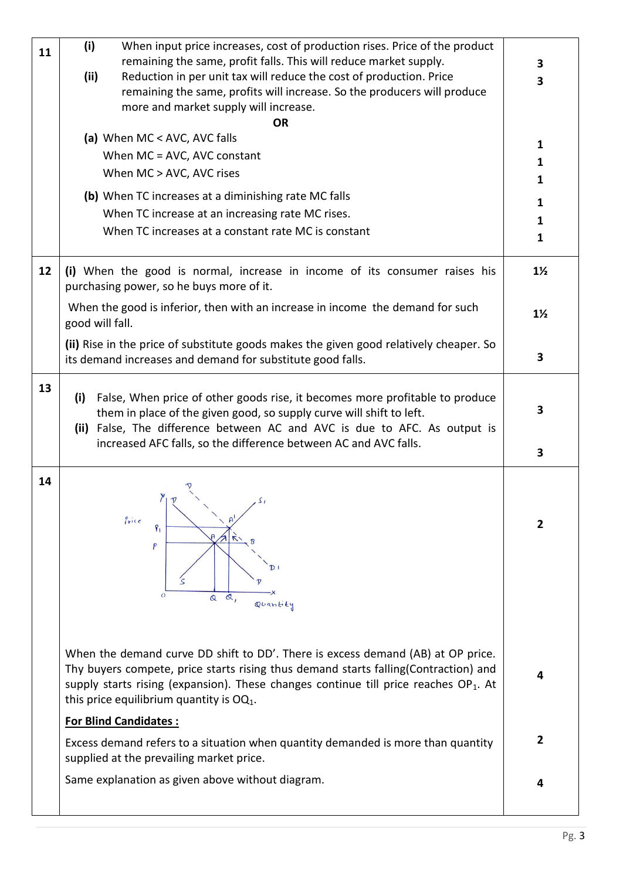| Q | Answer | Marks |
|---|---|---|
| 11 | **(i)** When input price increases, cost of production rises. Price of the product remaining the same, profit falls. This will reduce market supply. | 3 |
| | **(ii)** Reduction in per unit tax will reduce the cost of production. Price remaining the same, profits will increase. So the producers will produce more and market supply will increase. | 3 |
| | **OR** | |
| | **(a)** When MC < AVC, AVC falls | 1 |
| | When MC = AVC, AVC constant | 1 |
| | When MC > AVC, AVC rises | 1 |
| | **(b)** When TC increases at a diminishing rate MC falls | 1 |
| | When TC increase at an increasing rate MC rises. | 1 |
| | When TC increases at a constant rate MC is constant | 1 |
| 12 | **(i)** When the good is normal, increase in income of its consumer raises his purchasing power, so he buys more of it. | 1½ |
| | When the good is inferior, then with an increase in income the demand for such good will fall. | 1½ |
| | **(ii)** Rise in the price of substitute goods makes the given good relatively cheaper. So its demand increases and demand for substitute good falls. | 3 |
| 13 | **(i)** False, When price of other goods rise, it becomes more profitable to produce them in place of the given good, so supply curve will shift to left. | 3 |
| | **(ii)** False, The difference between AC and AVC is due to AFC. As output is increased AFC falls, so the difference between AC and AVC falls. | 3 |
| 14 | [Diagram: Price (Y-axis) vs Quantity (X-axis) with demand curve DD shifting to D'D', supply curve SS₁, equilibrium points A and A', prices P and P₁, quantities Q and Q₁, excess demand AB] | 2 |
| | When the demand curve DD shift to DD'. There is excess demand (AB) at OP price. Thy buyers compete, price starts rising thus demand starts falling(Contraction) and supply starts rising (expansion). These changes continue till price reaches $OP_1$. At this price equilibrium quantity is $OQ_1$. | 4 |
| | **For Blind Candidates :** | |
| | Excess demand refers to a situation when quantity demanded is more than quantity supplied at the prevailing market price. | 2 |
| | Same explanation as given above without diagram. | 4 |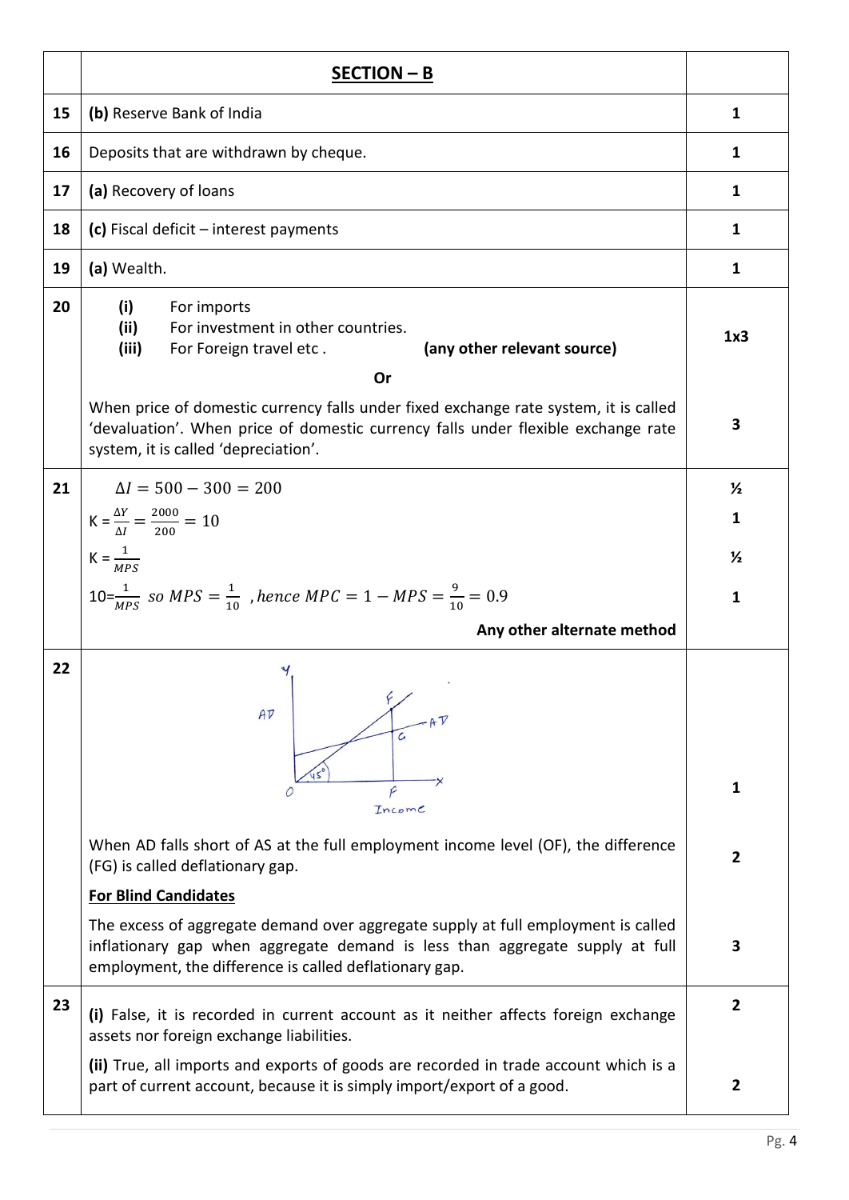| | **SECTION – B** | |
|---|---|---|
| 15 | **(b)** Reserve Bank of India | 1 |
| 16 | Deposits that are withdrawn by cheque. | 1 |
| 17 | **(a)** Recovery of loans | 1 |
| 18 | **(c)** Fiscal deficit – interest payments | 1 |
| 19 | **(a)** Wealth. | 1 |
| 20 | **(i)** For imports<br>**(ii)** For investment in other countries.<br>**(iii)** For Foreign travel etc . **(any other relevant source)** | 1x3 |
| | **Or** | |
| | When price of domestic currency falls under fixed exchange rate system, it is called 'devaluation'. When price of domestic currency falls under flexible exchange rate system, it is called 'depreciation'. | 3 |
| 21 | $\Delta I = 500 - 300 = 200$ | ½ |
| | $K = \frac{\Delta Y}{\Delta I} = \frac{2000}{200} = 10$ | 1 |
| | $K = \frac{1}{MPS}$ | ½ |
| | $10 = \frac{1}{MPS}$ so $MPS = \frac{1}{10}$, hence $MPC = 1 - MPS = \frac{9}{10} = 0.9$ | 1 |
| | **Any other alternate method** | |
| 22 | | 1 |
| | When AD falls short of AS at the full employment income level (OF), the difference (FG) is called deflationary gap. | 2 |
| | **For Blind Candidates**<br>The excess of aggregate demand over aggregate supply at full employment is called inflationary gap when aggregate demand is less than aggregate supply at full employment, the difference is called deflationary gap. | 3 |
| 23 | **(i)** False, it is recorded in current account as it neither affects foreign exchange assets nor foreign exchange liabilities. | 2 |
| | **(ii)** True, all imports and exports of goods are recorded in trade account which is a part of current account, because it is simply import/export of a good. | 2 |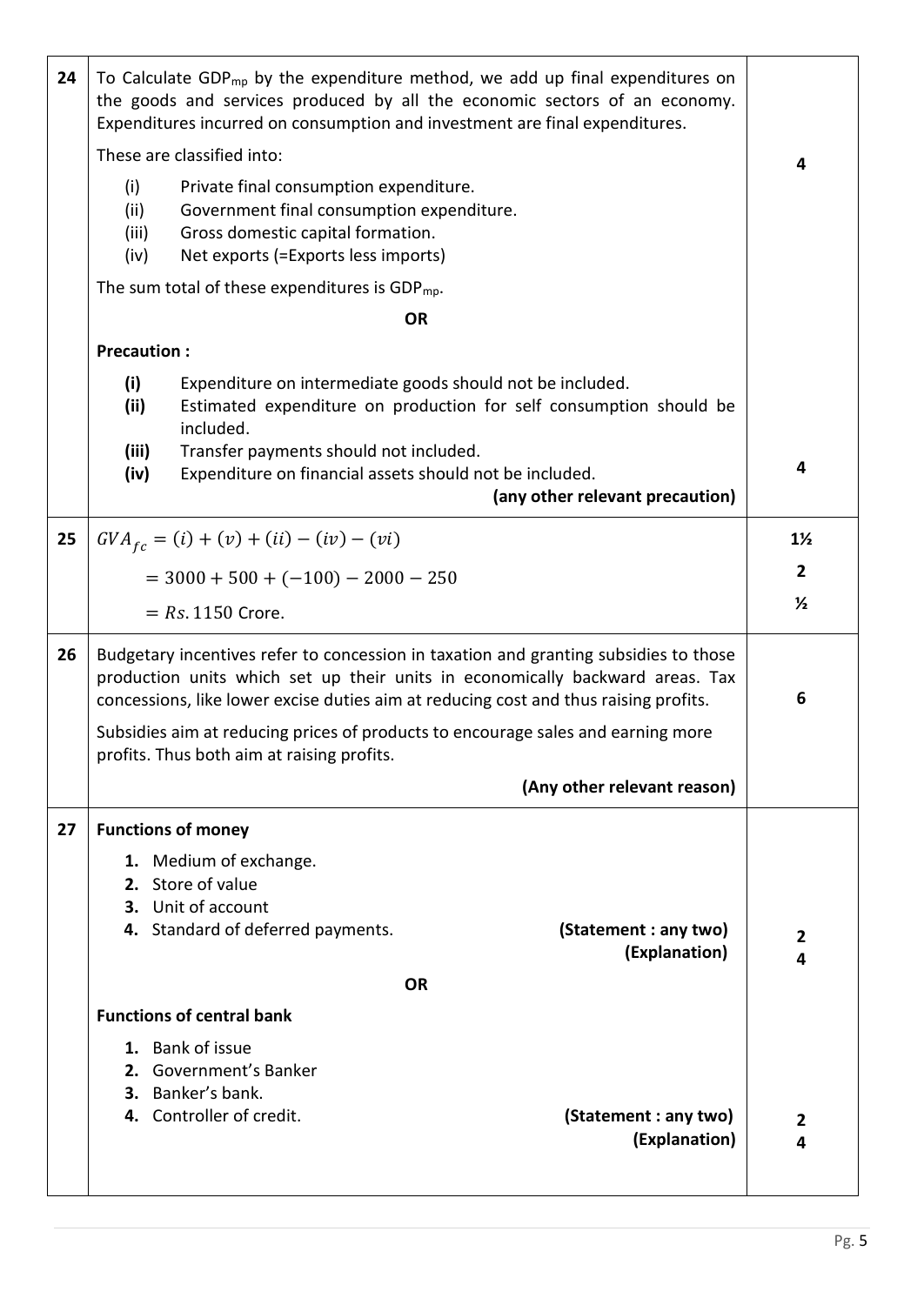| | | |
|---|---|---|
| 24 | To Calculate $GDP_{mp}$ by the expenditure method, we add up final expenditures on the goods and services produced by all the economic sectors of an economy. Expenditures incurred on consumption and investment are final expenditures.<br><br>These are classified into:<br>(i) Private final consumption expenditure.<br>(ii) Government final consumption expenditure.<br>(iii) Gross domestic capital formation.<br>(iv) Net exports (=Exports less imports)<br><br>The sum total of these expenditures is $GDP_{mp}$. | 4 |
| | **OR**<br><br>**Precaution :**<br>**(i)** Expenditure on intermediate goods should not be included.<br>**(ii)** Estimated expenditure on production for self consumption should be included.<br>**(iii)** Transfer payments should not included.<br>**(iv)** Expenditure on financial assets should not be included.<br>**(any other relevant precaution)** | 4 |
| 25 | $GVA_{fc} = (i) + (v) + (ii) - (iv) - (vi)$<br>$= 3000 + 500 + (-100) - 2000 - 250$<br>$= Rs. 1150$ Crore. | 1½<br>2<br>½ |
| 26 | Budgetary incentives refer to concession in taxation and granting subsidies to those production units which set up their units in economically backward areas. Tax concessions, like lower excise duties aim at reducing cost and thus raising profits.<br><br>Subsidies aim at reducing prices of products to encourage sales and earning more profits. Thus both aim at raising profits.<br><br>**(Any other relevant reason)** | 6 |
| 27 | **Functions of money**<br>**1.** Medium of exchange.<br>**2.** Store of value<br>**3.** Unit of account<br>**4.** Standard of deferred payments. **(Statement : any two)** **(Explanation)** | 2<br>4 |
| | **OR**<br><br>**Functions of central bank**<br>**1.** Bank of issue<br>**2.** Government's Banker<br>**3.** Banker's bank.<br>**4.** Controller of credit. **(Statement : any two)** **(Explanation)** | 2<br>4 |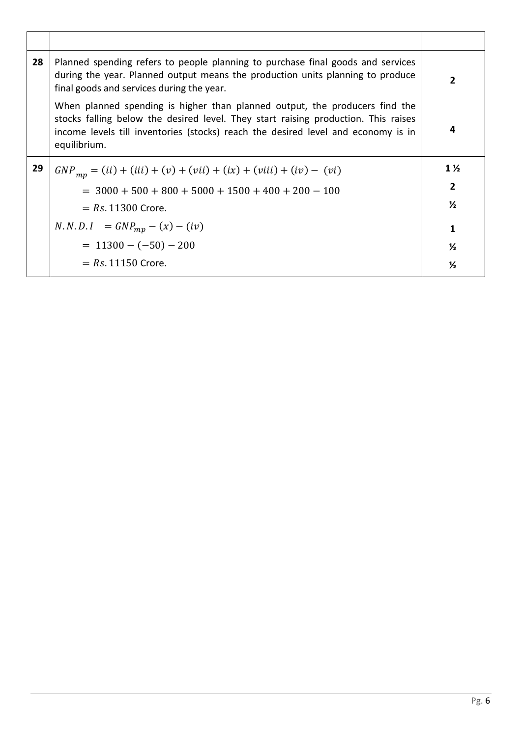| | | |
|---|---|---|
| 28 | Planned spending refers to people planning to purchase final goods and services during the year. Planned output means the production units planning to produce final goods and services during the year. | 2 |
| | When planned spending is higher than planned output, the producers find the stocks falling below the desired level. They start raising production. This raises income levels till inventories (stocks) reach the desired level and economy is in equilibrium. | 4 |
| 29 | $GNP_{mp} = (ii) + (iii) + (v) + (vii) + (ix) + (viii) + (iv) - (vi)$ | 1 ½ |
| | $= 3000 + 500 + 800 + 5000 + 1500 + 400 + 200 - 100$ | 2 |
| | $= Rs. 11300$ Crore. | ½ |
| | $N.N.D.I = GNP_{mp} - (x) - (iv)$ | 1 |
| | $= 11300 - (-50) - 200$ | ½ |
| | $= Rs. 11150$ Crore. | ½ |